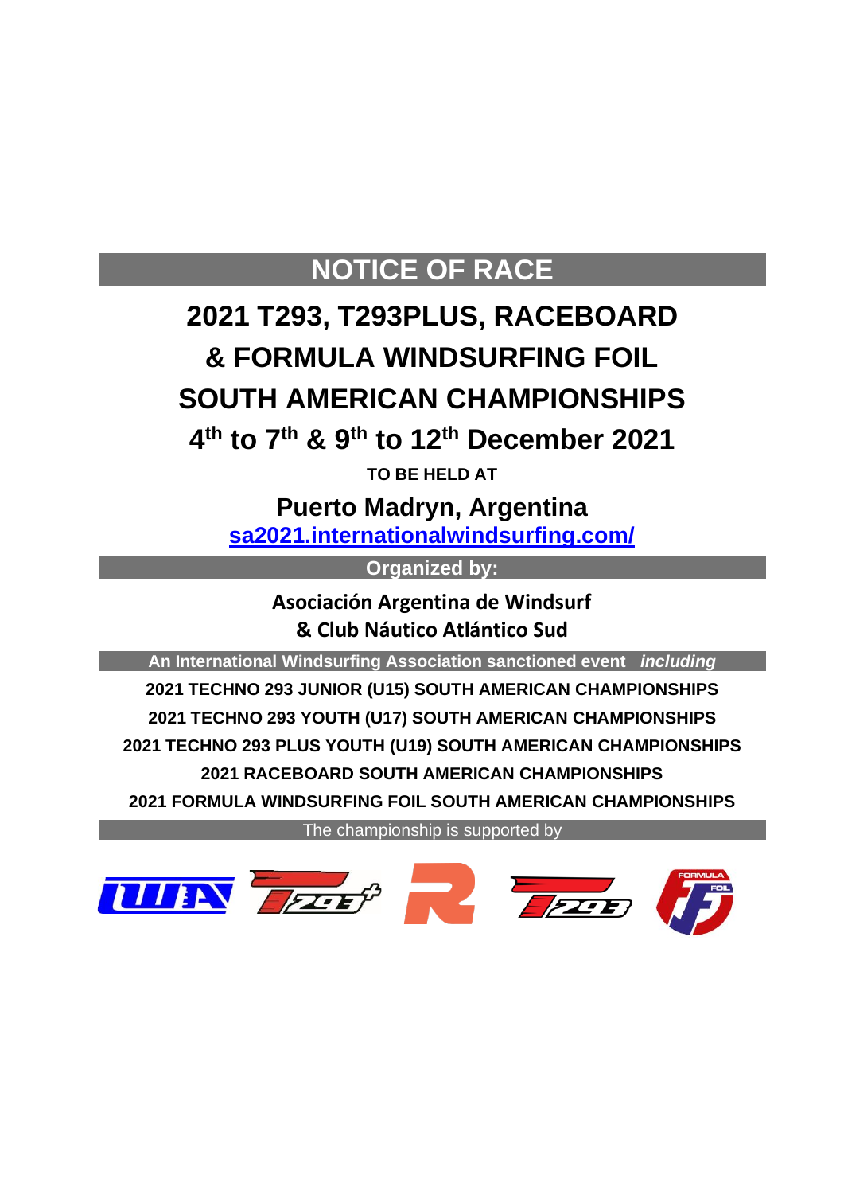# NOTICE OF RACE

# 2021 T293, T293PLUS, RACEBOARD & FORMULA WINDSURFING FOIL SOUTH AMERICAN CHAMPIONSHIPS

## 4th to 7th & 9th to 12th December 2021

**TO BE HELD AT**

## Puerto Madryn, Argentina

[sa2021.internationalwindsurfing.com/](sa2021.internationalwindsurfing.com/)

**Organized by:**

**Asociación Argentina de Windsurf**
**& Club Náutico Atlántico Sud**

**An International Windsurfing Association sanctioned event** ***including***

**2021 TECHNO 293 JUNIOR (U15) SOUTH AMERICAN CHAMPIONSHIPS**

**2021 TECHNO 293 YOUTH (U17) SOUTH AMERICAN CHAMPIONSHIPS**

**2021 TECHNO 293 PLUS YOUTH (U19) SOUTH AMERICAN CHAMPIONSHIPS**

**2021 RACEBOARD SOUTH AMERICAN CHAMPIONSHIPS**

**2021 FORMULA WINDSURFING FOIL SOUTH AMERICAN CHAMPIONSHIPS**

The championship is supported by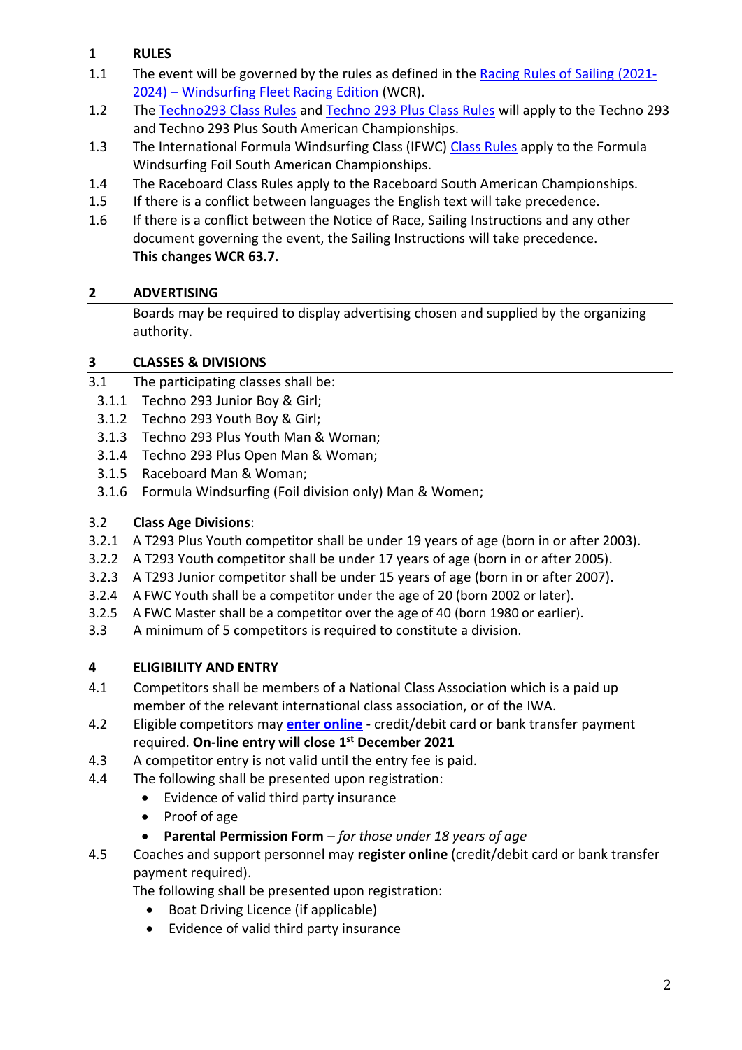## 1 RULES

1.1 The event will be governed by the rules as defined in the Racing Rules of Sailing (2021-2024) – Windsurfing Fleet Racing Edition (WCR).

1.2 The Techno293 Class Rules and Techno 293 Plus Class Rules will apply to the Techno 293 and Techno 293 Plus South American Championships.

1.3 The International Formula Windsurfing Class (IFWC) Class Rules apply to the Formula Windsurfing Foil South American Championships.

1.4 The Raceboard Class Rules apply to the Raceboard South American Championships.

1.5 If there is a conflict between languages the English text will take precedence.

1.6 If there is a conflict between the Notice of Race, Sailing Instructions and any other document governing the event, the Sailing Instructions will take precedence. **This changes WCR 63.7.**

## 2 ADVERTISING

Boards may be required to display advertising chosen and supplied by the organizing authority.

## 3 CLASSES & DIVISIONS

3.1 The participating classes shall be:

- 3.1.1 Techno 293 Junior Boy & Girl;
- 3.1.2 Techno 293 Youth Boy & Girl;
- 3.1.3 Techno 293 Plus Youth Man & Woman;
- 3.1.4 Techno 293 Plus Open Man & Woman;
- 3.1.5 Raceboard Man & Woman;
- 3.1.6 Formula Windsurfing (Foil division only) Man & Women;

3.2 **Class Age Divisions**:

3.2.1 A T293 Plus Youth competitor shall be under 19 years of age (born in or after 2003).

3.2.2 A T293 Youth competitor shall be under 17 years of age (born in or after 2005).

3.2.3 A T293 Junior competitor shall be under 15 years of age (born in or after 2007).

3.2.4 A FWC Youth shall be a competitor under the age of 20 (born 2002 or later).

3.2.5 A FWC Master shall be a competitor over the age of 40 (born 1980 or earlier).

3.3 A minimum of 5 competitors is required to constitute a division.

## 4 ELIGIBILITY AND ENTRY

4.1 Competitors shall be members of a National Class Association which is a paid up member of the relevant international class association, or of the IWA.

4.2 Eligible competitors may **enter online** - credit/debit card or bank transfer payment required. **On-line entry will close 1st December 2021**

4.3 A competitor entry is not valid until the entry fee is paid.

4.4 The following shall be presented upon registration:

- Evidence of valid third party insurance
- Proof of age
- **Parental Permission Form** – *for those under 18 years of age*

4.5 Coaches and support personnel may **register online** (credit/debit card or bank transfer payment required).
The following shall be presented upon registration:

- Boat Driving Licence (if applicable)
- Evidence of valid third party insurance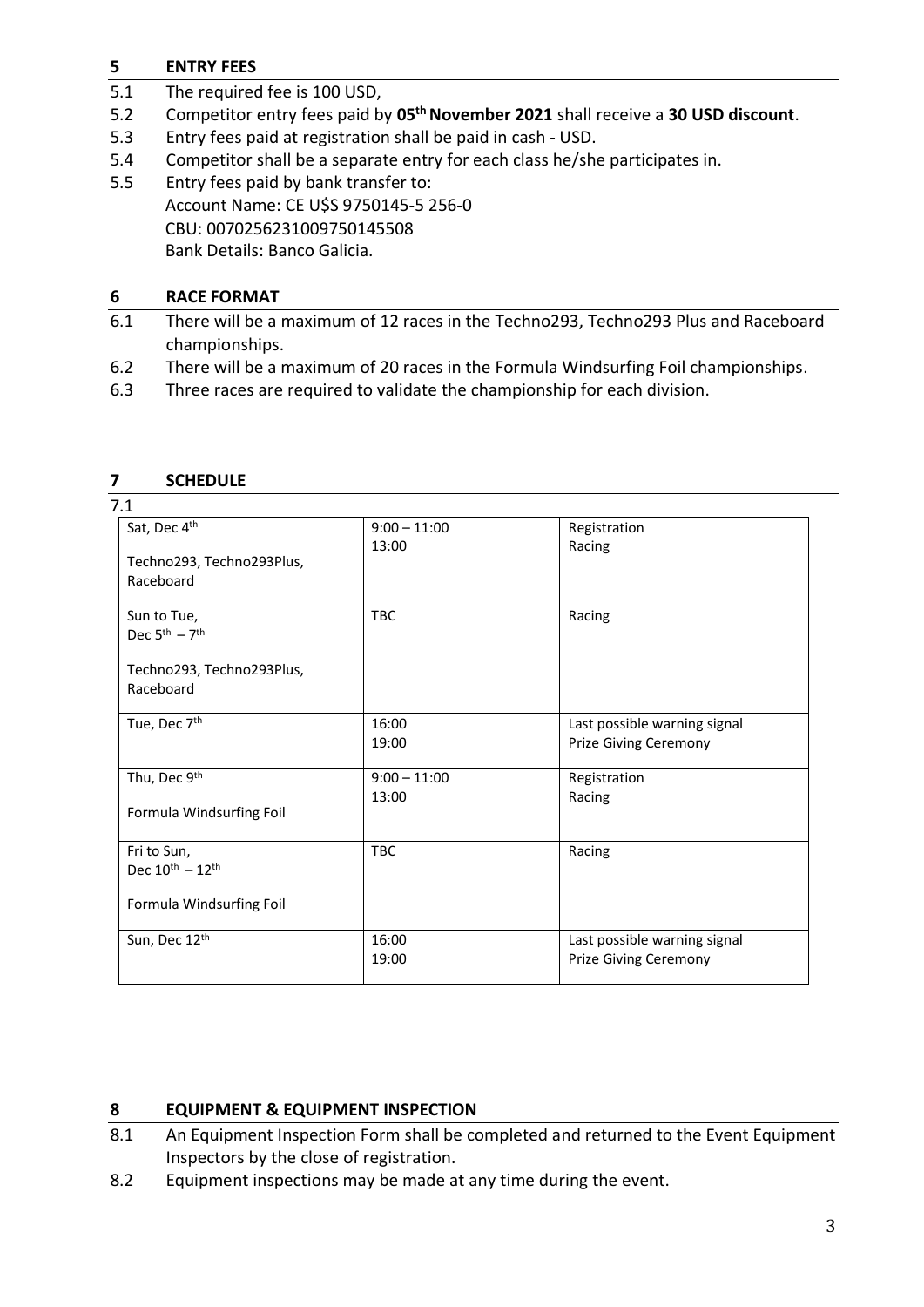## 5 ENTRY FEES

5.1 The required fee is 100 USD,

5.2 Competitor entry fees paid by **05th November 2021** shall receive a **30 USD discount**.

5.3 Entry fees paid at registration shall be paid in cash - USD.

5.4 Competitor shall be a separate entry for each class he/she participates in.

5.5 Entry fees paid by bank transfer to:
Account Name: CE U$S 9750145-5 256-0
CBU: 0070256231009750145508
Bank Details: Banco Galicia.

## 6 RACE FORMAT

6.1 There will be a maximum of 12 races in the Techno293, Techno293 Plus and Raceboard championships.

6.2 There will be a maximum of 20 races in the Formula Windsurfing Foil championships.

6.3 Three races are required to validate the championship for each division.

## 7 SCHEDULE

7.1

| | | |
|---|---|---|
| Sat, Dec 4th<br><br>Techno293, Techno293Plus, Raceboard | 9:00 – 11:00<br>13:00 | Registration<br>Racing |
| Sun to Tue, Dec 5th – 7th<br><br>Techno293, Techno293Plus, Raceboard | TBC | Racing |
| Tue, Dec 7th | 16:00<br>19:00 | Last possible warning signal<br>Prize Giving Ceremony |
| Thu, Dec 9th<br><br>Formula Windsurfing Foil | 9:00 – 11:00<br>13:00 | Registration<br>Racing |
| Fri to Sun, Dec 10th – 12th<br><br>Formula Windsurfing Foil | TBC | Racing |
| Sun, Dec 12th | 16:00<br>19:00 | Last possible warning signal<br>Prize Giving Ceremony |

## 8 EQUIPMENT & EQUIPMENT INSPECTION

8.1 An Equipment Inspection Form shall be completed and returned to the Event Equipment Inspectors by the close of registration.

8.2 Equipment inspections may be made at any time during the event.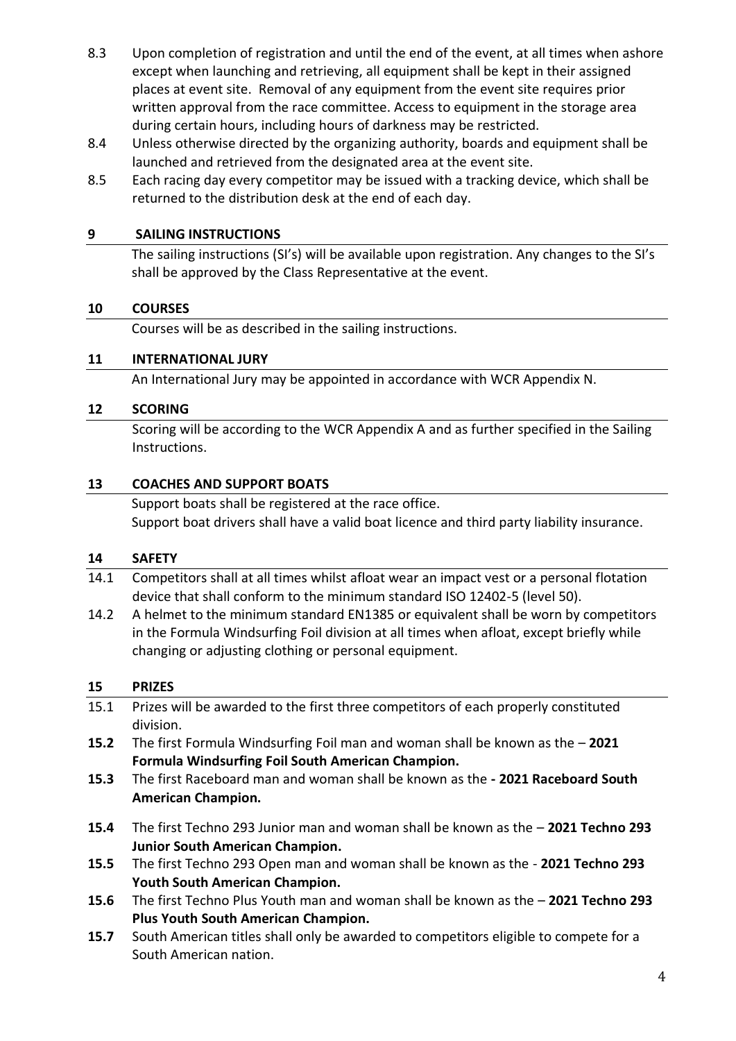8.3 Upon completion of registration and until the end of the event, at all times when ashore except when launching and retrieving, all equipment shall be kept in their assigned places at event site. Removal of any equipment from the event site requires prior written approval from the race committee. Access to equipment in the storage area during certain hours, including hours of darkness may be restricted.

8.4 Unless otherwise directed by the organizing authority, boards and equipment shall be launched and retrieved from the designated area at the event site.

8.5 Each racing day every competitor may be issued with a tracking device, which shall be returned to the distribution desk at the end of each day.

## 9 SAILING INSTRUCTIONS

The sailing instructions (SI's) will be available upon registration. Any changes to the SI's shall be approved by the Class Representative at the event.

## 10 COURSES

Courses will be as described in the sailing instructions.

## 11 INTERNATIONAL JURY

An International Jury may be appointed in accordance with WCR Appendix N.

## 12 SCORING

Scoring will be according to the WCR Appendix A and as further specified in the Sailing Instructions.

## 13 COACHES AND SUPPORT BOATS

Support boats shall be registered at the race office.
Support boat drivers shall have a valid boat licence and third party liability insurance.

## 14 SAFETY

14.1 Competitors shall at all times whilst afloat wear an impact vest or a personal flotation device that shall conform to the minimum standard ISO 12402-5 (level 50).

14.2 A helmet to the minimum standard EN1385 or equivalent shall be worn by competitors in the Formula Windsurfing Foil division at all times when afloat, except briefly while changing or adjusting clothing or personal equipment.

## 15 PRIZES

15.1 Prizes will be awarded to the first three competitors of each properly constituted division.

**15.2** The first Formula Windsurfing Foil man and woman shall be known as the – **2021 Formula Windsurfing Foil South American Champion.**

**15.3** The first Raceboard man and woman shall be known as the **- 2021 Raceboard South American Champion.**

**15.4** The first Techno 293 Junior man and woman shall be known as the – **2021 Techno 293 Junior South American Champion.**

**15.5** The first Techno 293 Open man and woman shall be known as the - **2021 Techno 293 Youth South American Champion.**

**15.6** The first Techno Plus Youth man and woman shall be known as the – **2021 Techno 293 Plus Youth South American Champion.**

**15.7** South American titles shall only be awarded to competitors eligible to compete for a South American nation.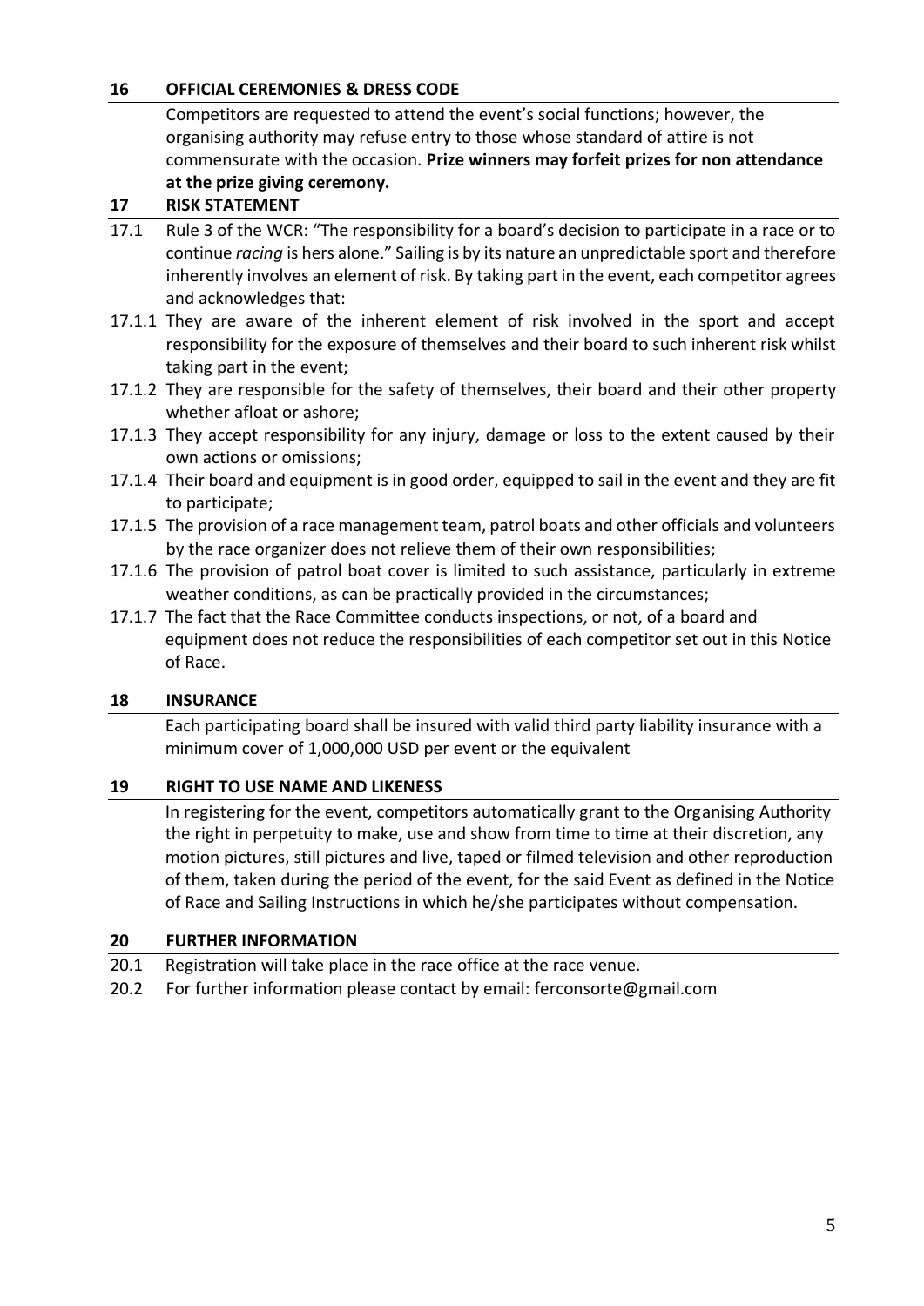## 16 OFFICIAL CEREMONIES & DRESS CODE

Competitors are requested to attend the event's social functions; however, the organising authority may refuse entry to those whose standard of attire is not commensurate with the occasion. **Prize winners may forfeit prizes for non attendance at the prize giving ceremony.**

## 17 RISK STATEMENT

17.1 Rule 3 of the WCR: "The responsibility for a board's decision to participate in a race or to continue *racing* is hers alone." Sailing is by its nature an unpredictable sport and therefore inherently involves an element of risk. By taking part in the event, each competitor agrees and acknowledges that:

17.1.1 They are aware of the inherent element of risk involved in the sport and accept responsibility for the exposure of themselves and their board to such inherent risk whilst taking part in the event;

17.1.2 They are responsible for the safety of themselves, their board and their other property whether afloat or ashore;

17.1.3 They accept responsibility for any injury, damage or loss to the extent caused by their own actions or omissions;

17.1.4 Their board and equipment is in good order, equipped to sail in the event and they are fit to participate;

17.1.5 The provision of a race management team, patrol boats and other officials and volunteers by the race organizer does not relieve them of their own responsibilities;

17.1.6 The provision of patrol boat cover is limited to such assistance, particularly in extreme weather conditions, as can be practically provided in the circumstances;

17.1.7 The fact that the Race Committee conducts inspections, or not, of a board and equipment does not reduce the responsibilities of each competitor set out in this Notice of Race.

## 18 INSURANCE

Each participating board shall be insured with valid third party liability insurance with a minimum cover of 1,000,000 USD per event or the equivalent

## 19 RIGHT TO USE NAME AND LIKENESS

In registering for the event, competitors automatically grant to the Organising Authority the right in perpetuity to make, use and show from time to time at their discretion, any motion pictures, still pictures and live, taped or filmed television and other reproduction of them, taken during the period of the event, for the said Event as defined in the Notice of Race and Sailing Instructions in which he/she participates without compensation.

## 20 FURTHER INFORMATION

20.1 Registration will take place in the race office at the race venue.

20.2 For further information please contact by email: ferconsorte@gmail.com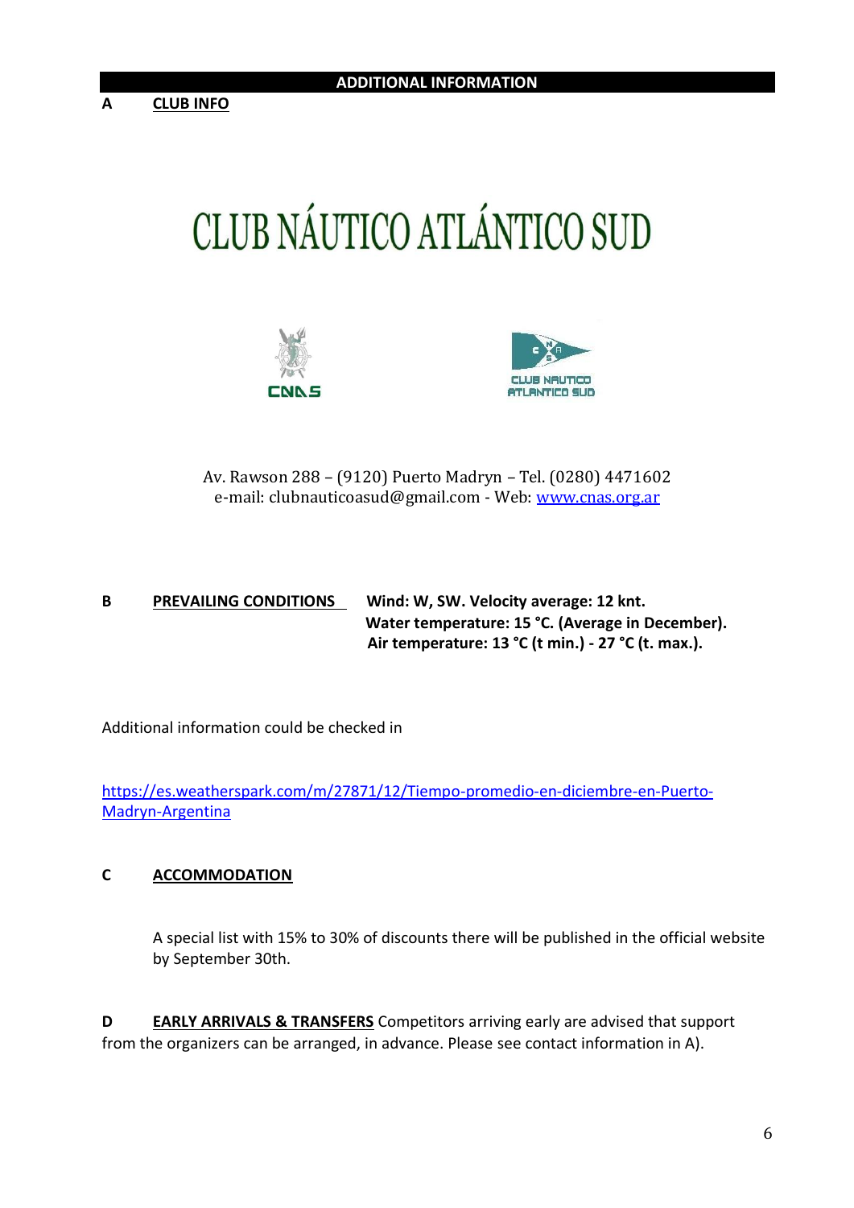## ADDITIONAL INFORMATION

**A** **CLUB INFO**

# CLUB NÁUTICO ATLÁNTICO SUD

CNAS

CLUB NAUTICO ATLANTICO SUD

Av. Rawson 288 – (9120) Puerto Madryn – Tel. (0280) 4471602
e-mail: clubnauticoasud@gmail.com - Web: [www.cnas.org.ar](http://www.cnas.org.ar)

**B** **PREVAILING CONDITIONS** **Wind: W, SW. Velocity average: 12 knt.**
**Water temperature: 15 °C. (Average in December).**
**Air temperature: 13 °C (t min.) - 27 °C (t. max.).**

Additional information could be checked in

[https://es.weatherspark.com/m/27871/12/Tiempo-promedio-en-diciembre-en-Puerto-Madryn-Argentina](https://es.weatherspark.com/m/27871/12/Tiempo-promedio-en-diciembre-en-Puerto-Madryn-Argentina)

**C** **ACCOMMODATION**

A special list with 15% to 30% of discounts there will be published in the official website by September 30th.

**D** **EARLY ARRIVALS & TRANSFERS** Competitors arriving early are advised that support from the organizers can be arranged, in advance. Please see contact information in A).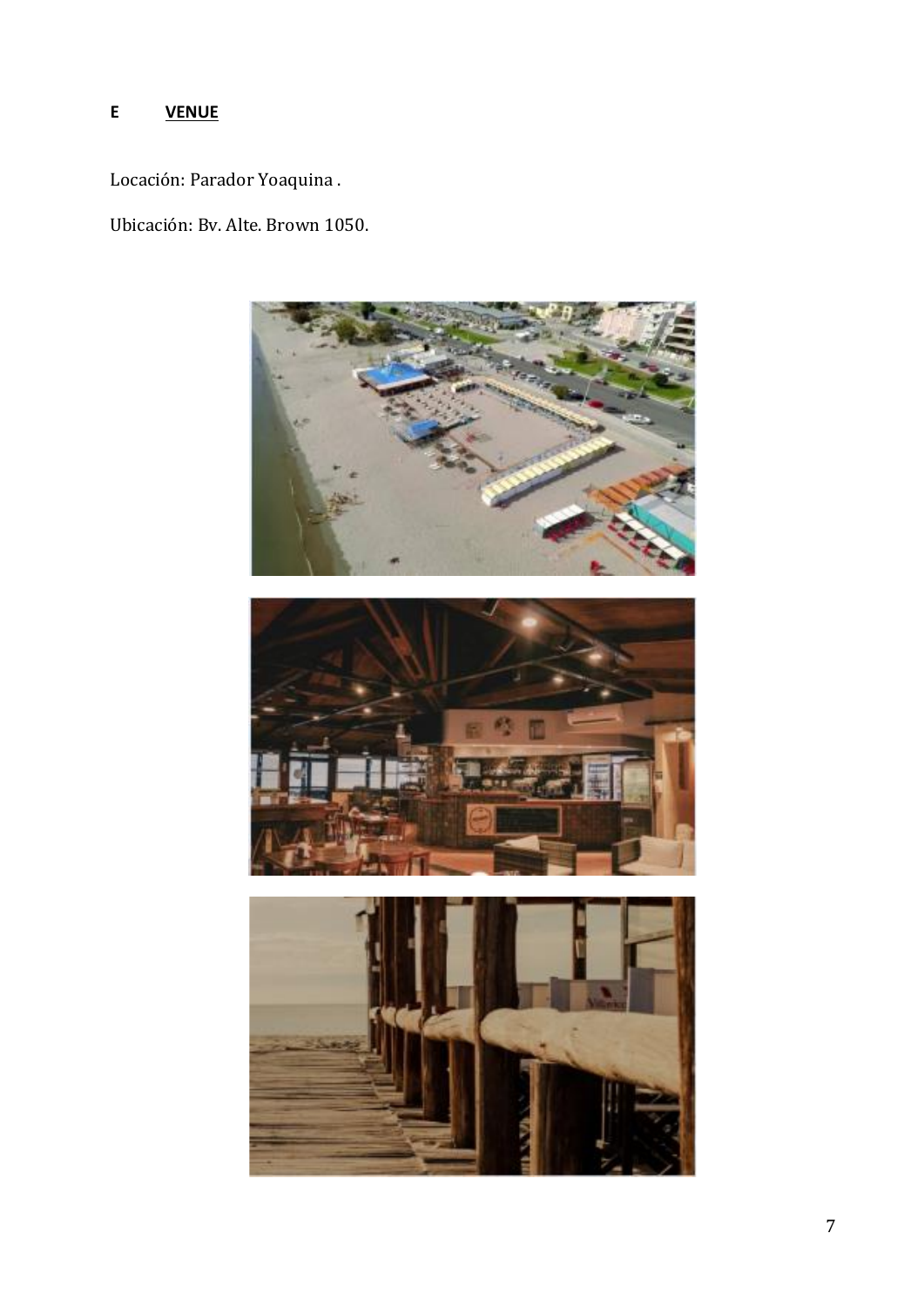## E VENUE

Locación: Parador Yoaquina .

Ubicación: Bv. Alte. Brown 1050.